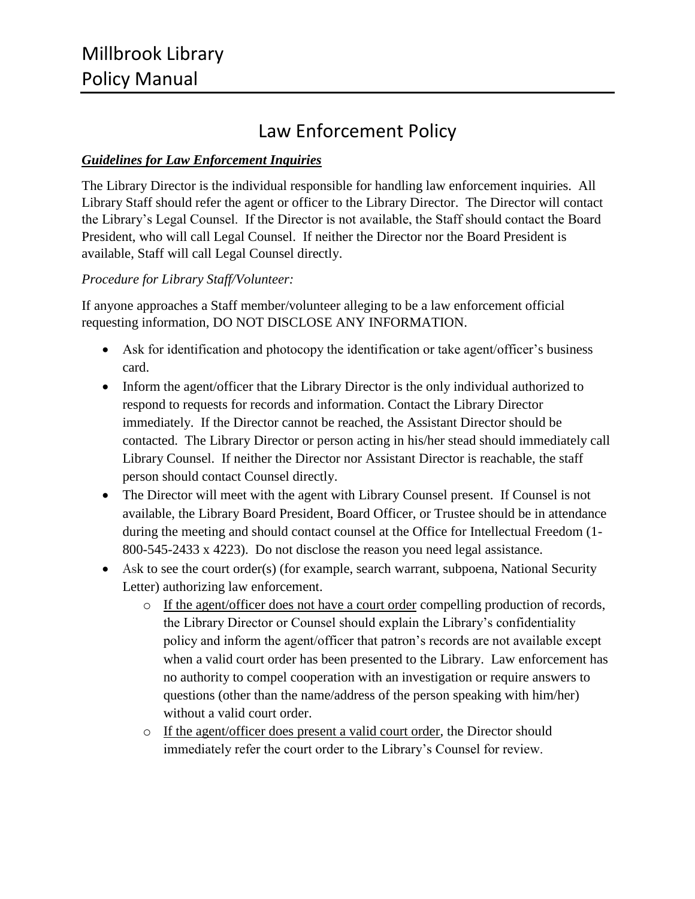# Millbrook Library
# Policy Manual

## Law Enforcement Policy

***Guidelines for Law Enforcement Inquiries***

The Library Director is the individual responsible for handling law enforcement inquiries. All Library Staff should refer the agent or officer to the Library Director. The Director will contact the Library's Legal Counsel. If the Director is not available, the Staff should contact the Board President, who will call Legal Counsel. If neither the Director nor the Board President is available, Staff will call Legal Counsel directly.

*Procedure for Library Staff/Volunteer:*

If anyone approaches a Staff member/volunteer alleging to be a law enforcement official requesting information, DO NOT DISCLOSE ANY INFORMATION.

- Ask for identification and photocopy the identification or take agent/officer's business card.
- Inform the agent/officer that the Library Director is the only individual authorized to respond to requests for records and information. Contact the Library Director immediately. If the Director cannot be reached, the Assistant Director should be contacted. The Library Director or person acting in his/her stead should immediately call Library Counsel. If neither the Director nor Assistant Director is reachable, the staff person should contact Counsel directly.
- The Director will meet with the agent with Library Counsel present. If Counsel is not available, the Library Board President, Board Officer, or Trustee should be in attendance during the meeting and should contact counsel at the Office for Intellectual Freedom (1-800-545-2433 x 4223). Do not disclose the reason you need legal assistance.
- Ask to see the court order(s) (for example, search warrant, subpoena, National Security Letter) authorizing law enforcement.
    - If the agent/officer does not have a court order compelling production of records, the Library Director or Counsel should explain the Library's confidentiality policy and inform the agent/officer that patron's records are not available except when a valid court order has been presented to the Library. Law enforcement has no authority to compel cooperation with an investigation or require answers to questions (other than the name/address of the person speaking with him/her) without a valid court order.
    - If the agent/officer does present a valid court order, the Director should immediately refer the court order to the Library's Counsel for review.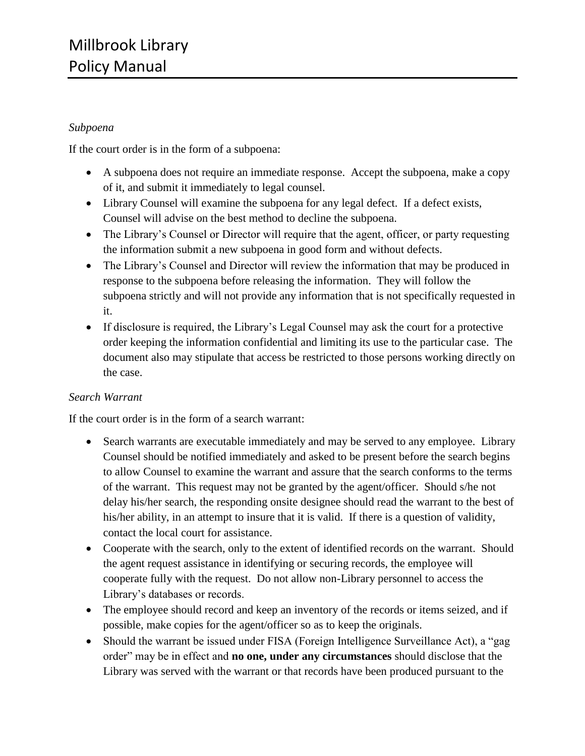*Subpoena*

If the court order is in the form of a subpoena:

- A subpoena does not require an immediate response. Accept the subpoena, make a copy of it, and submit it immediately to legal counsel.
- Library Counsel will examine the subpoena for any legal defect. If a defect exists, Counsel will advise on the best method to decline the subpoena.
- The Library's Counsel or Director will require that the agent, officer, or party requesting the information submit a new subpoena in good form and without defects.
- The Library's Counsel and Director will review the information that may be produced in response to the subpoena before releasing the information. They will follow the subpoena strictly and will not provide any information that is not specifically requested in it.
- If disclosure is required, the Library's Legal Counsel may ask the court for a protective order keeping the information confidential and limiting its use to the particular case. The document also may stipulate that access be restricted to those persons working directly on the case.

*Search Warrant*

If the court order is in the form of a search warrant:

- Search warrants are executable immediately and may be served to any employee. Library Counsel should be notified immediately and asked to be present before the search begins to allow Counsel to examine the warrant and assure that the search conforms to the terms of the warrant. This request may not be granted by the agent/officer. Should s/he not delay his/her search, the responding onsite designee should read the warrant to the best of his/her ability, in an attempt to insure that it is valid. If there is a question of validity, contact the local court for assistance.
- Cooperate with the search, only to the extent of identified records on the warrant. Should the agent request assistance in identifying or securing records, the employee will cooperate fully with the request. Do not allow non-Library personnel to access the Library's databases or records.
- The employee should record and keep an inventory of the records or items seized, and if possible, make copies for the agent/officer so as to keep the originals.
- Should the warrant be issued under FISA (Foreign Intelligence Surveillance Act), a "gag order" may be in effect and **no one, under any circumstances** should disclose that the Library was served with the warrant or that records have been produced pursuant to the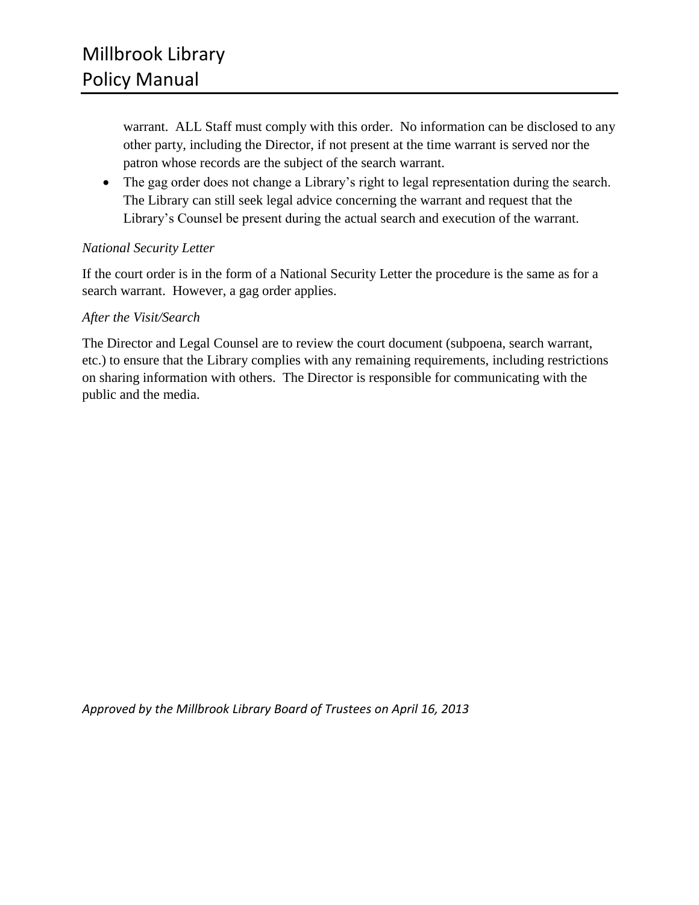warrant. ALL Staff must comply with this order. No information can be disclosed to any other party, including the Director, if not present at the time warrant is served nor the patron whose records are the subject of the search warrant.

- The gag order does not change a Library's right to legal representation during the search. The Library can still seek legal advice concerning the warrant and request that the Library's Counsel be present during the actual search and execution of the warrant.

*National Security Letter*

If the court order is in the form of a National Security Letter the procedure is the same as for a search warrant. However, a gag order applies.

*After the Visit/Search*

The Director and Legal Counsel are to review the court document (subpoena, search warrant, etc.) to ensure that the Library complies with any remaining requirements, including restrictions on sharing information with others. The Director is responsible for communicating with the public and the media.

*Approved by the Millbrook Library Board of Trustees on April 16, 2013*